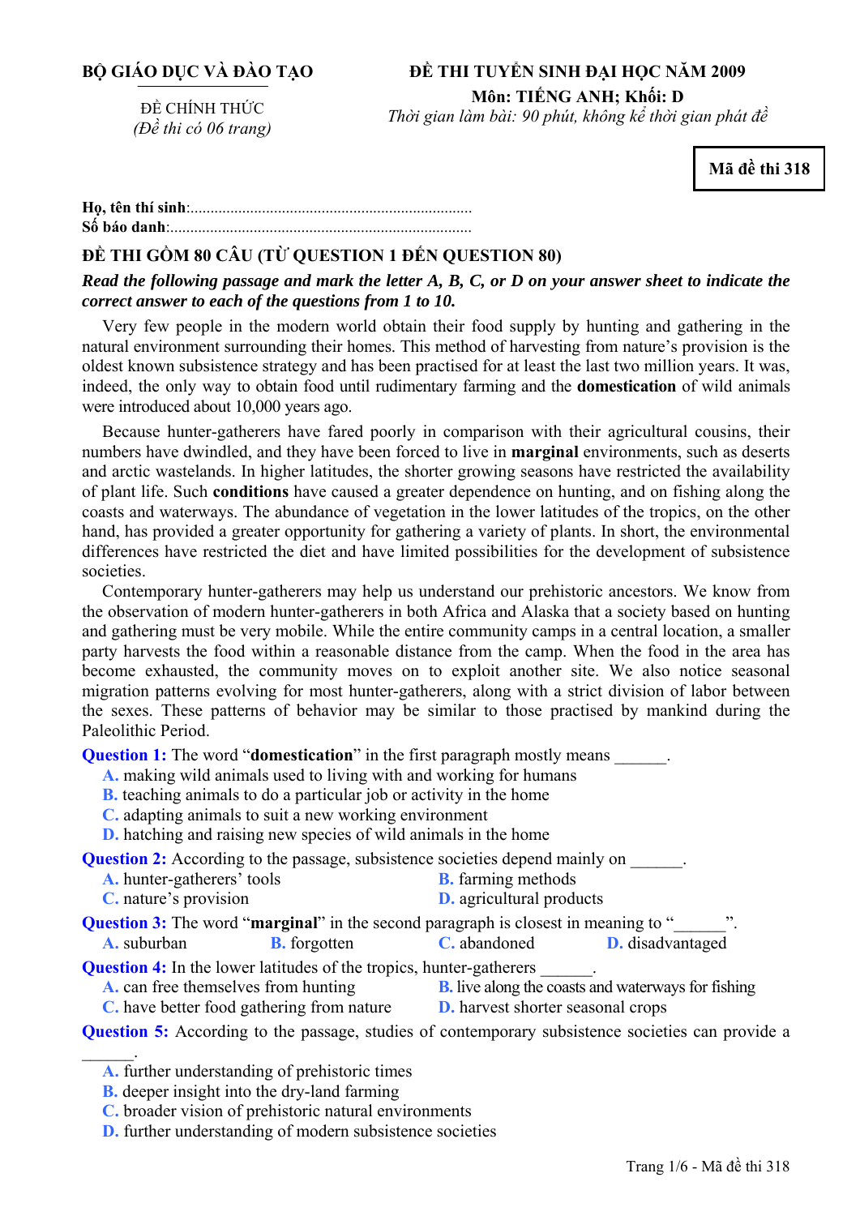**BỘ GIÁO DỤC VÀ ĐÀO TẠO**

ĐỀ CHÍNH THỨC
*(Đề thi có 06 trang)*

**ĐỀ THI TUYỂN SINH ĐẠI HỌC NĂM 2009**
**Môn: TIẾNG ANH; Khối: D**
*Thời gian làm bài: 90 phút, không kể thời gian phát đề*

**Mã đề thi 318**

**Họ, tên thí sinh**:..........................................................................
**Số báo danh**:..............................................................................

**ĐỀ THI GỒM 80 CÂU (TỪ QUESTION 1 ĐẾN QUESTION 80)**

***Read the following passage and mark the letter A, B, C, or D on your answer sheet to indicate the correct answer to each of the questions from 1 to 10.***

Very few people in the modern world obtain their food supply by hunting and gathering in the natural environment surrounding their homes. This method of harvesting from nature's provision is the oldest known subsistence strategy and has been practised for at least the last two million years. It was, indeed, the only way to obtain food until rudimentary farming and the **domestication** of wild animals were introduced about 10,000 years ago.

Because hunter-gatherers have fared poorly in comparison with their agricultural cousins, their numbers have dwindled, and they have been forced to live in **marginal** environments, such as deserts and arctic wastelands. In higher latitudes, the shorter growing seasons have restricted the availability of plant life. Such **conditions** have caused a greater dependence on hunting, and on fishing along the coasts and waterways. The abundance of vegetation in the lower latitudes of the tropics, on the other hand, has provided a greater opportunity for gathering a variety of plants. In short, the environmental differences have restricted the diet and have limited possibilities for the development of subsistence societies.

Contemporary hunter-gatherers may help us understand our prehistoric ancestors. We know from the observation of modern hunter-gatherers in both Africa and Alaska that a society based on hunting and gathering must be very mobile. While the entire community camps in a central location, a smaller party harvests the food within a reasonable distance from the camp. When the food in the area has become exhausted, the community moves on to exploit another site. We also notice seasonal migration patterns evolving for most hunter-gatherers, along with a strict division of labor between the sexes. These patterns of behavior may be similar to those practised by mankind during the Paleolithic Period.

**Question 1:** The word "**domestication**" in the first paragraph mostly means ______.
A. making wild animals used to living with and working for humans
B. teaching animals to do a particular job or activity in the home
C. adapting animals to suit a new working environment
D. hatching and raising new species of wild animals in the home

**Question 2:** According to the passage, subsistence societies depend mainly on ______.
A. hunter-gatherers' tools
B. farming methods
C. nature's provision
D. agricultural products

**Question 3:** The word "**marginal**" in the second paragraph is closest in meaning to "______".
A. suburban
B. forgotten
C. abandoned
D. disadvantaged

**Question 4:** In the lower latitudes of the tropics, hunter-gatherers ______.
A. can free themselves from hunting
B. live along the coasts and waterways for fishing
C. have better food gathering from nature
D. harvest shorter seasonal crops

**Question 5:** According to the passage, studies of contemporary subsistence societies can provide a ______.
A. further understanding of prehistoric times
B. deeper insight into the dry-land farming
C. broader vision of prehistoric natural environments
D. further understanding of modern subsistence societies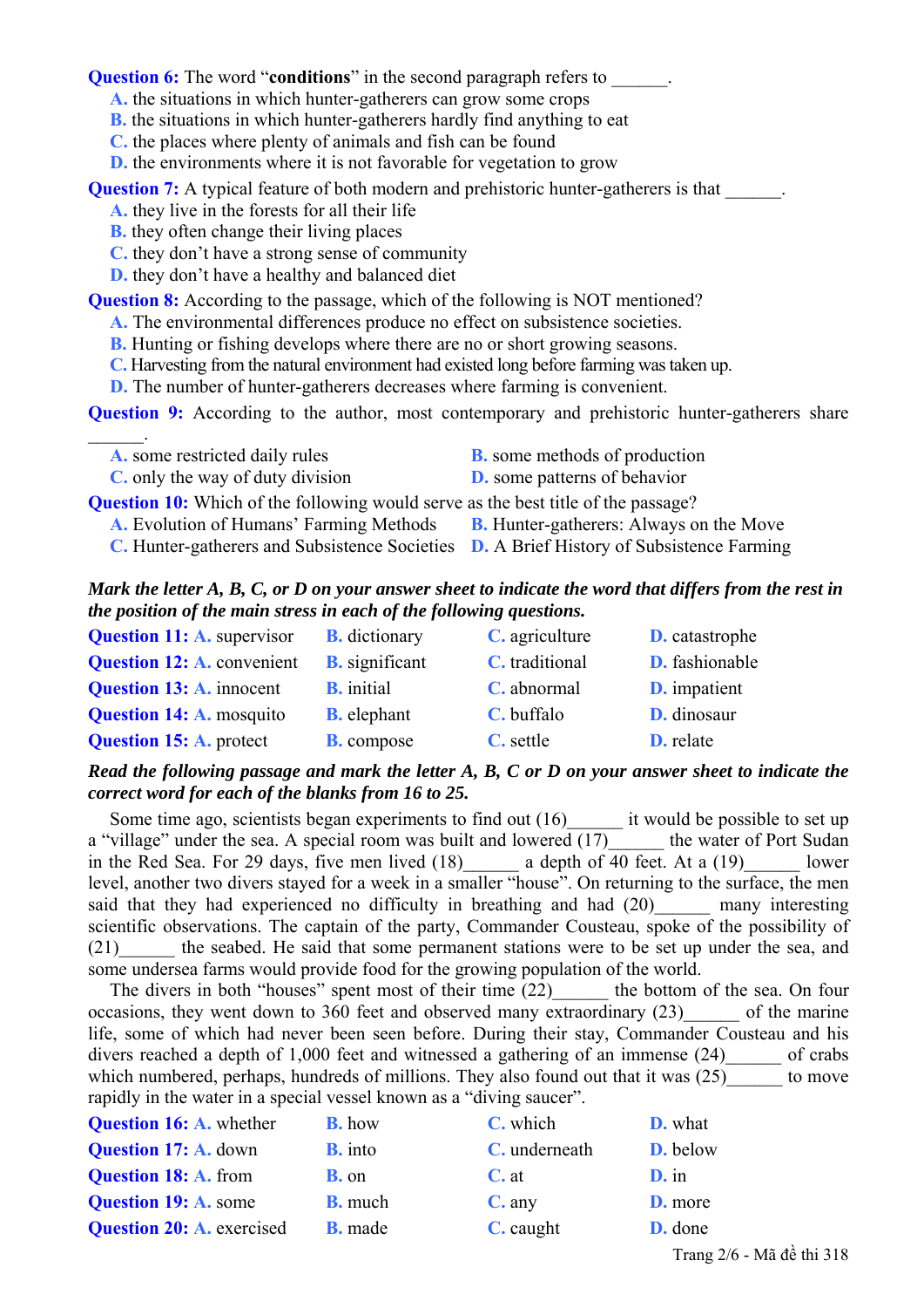**Question 6:** The word "**conditions**" in the second paragraph refers to ______.

A. the situations in which hunter-gatherers can grow some crops
B. the situations in which hunter-gatherers hardly find anything to eat
C. the places where plenty of animals and fish can be found
D. the environments where it is not favorable for vegetation to grow

**Question 7:** A typical feature of both modern and prehistoric hunter-gatherers is that ______.

A. they live in the forests for all their life
B. they often change their living places
C. they don't have a strong sense of community
D. they don't have a healthy and balanced diet

**Question 8:** According to the passage, which of the following is NOT mentioned?

A. The environmental differences produce no effect on subsistence societies.
B. Hunting or fishing develops where there are no or short growing seasons.
C. Harvesting from the natural environment had existed long before farming was taken up.
D. The number of hunter-gatherers decreases where farming is convenient.

**Question 9:** According to the author, most contemporary and prehistoric hunter-gatherers share ______.

A. some restricted daily rules
B. some methods of production
C. only the way of duty division
D. some patterns of behavior

**Question 10:** Which of the following would serve as the best title of the passage?

A. Evolution of Humans' Farming Methods
B. Hunter-gatherers: Always on the Move
C. Hunter-gatherers and Subsistence Societies
D. A Brief History of Subsistence Farming

***Mark the letter A, B, C, or D on your answer sheet to indicate the word that differs from the rest in the position of the main stress in each of the following questions.***

**Question 11:** A. supervisor B. dictionary C. agriculture D. catastrophe

**Question 12:** A. convenient B. significant C. traditional D. fashionable

**Question 13:** A. innocent B. initial C. abnormal D. impatient

**Question 14:** A. mosquito B. elephant C. buffalo D. dinosaur

**Question 15:** A. protect B. compose C. settle D. relate

***Read the following passage and mark the letter A, B, C or D on your answer sheet to indicate the correct word for each of the blanks from 16 to 25.***

Some time ago, scientists began experiments to find out (16)______ it would be possible to set up a "village" under the sea. A special room was built and lowered (17)______ the water of Port Sudan in the Red Sea. For 29 days, five men lived (18)______ a depth of 40 feet. At a (19)______ lower level, another two divers stayed for a week in a smaller "house". On returning to the surface, the men said that they had experienced no difficulty in breathing and had (20)______ many interesting scientific observations. The captain of the party, Commander Cousteau, spoke of the possibility of (21)______ the seabed. He said that some permanent stations were to be set up under the sea, and some undersea farms would provide food for the growing population of the world.

The divers in both "houses" spent most of their time (22)______ the bottom of the sea. On four occasions, they went down to 360 feet and observed many extraordinary (23)______ of the marine life, some of which had never been seen before. During their stay, Commander Cousteau and his divers reached a depth of 1,000 feet and witnessed a gathering of an immense (24)______ of crabs which numbered, perhaps, hundreds of millions. They also found out that it was (25)______ to move rapidly in the water in a special vessel known as a "diving saucer".

**Question 16:** A. whether B. how C. which D. what

**Question 17:** A. down B. into C. underneath D. below

**Question 18:** A. from B. on C. at D. in

**Question 19:** A. some B. much C. any D. more

**Question 20:** A. exercised B. made C. caught D. done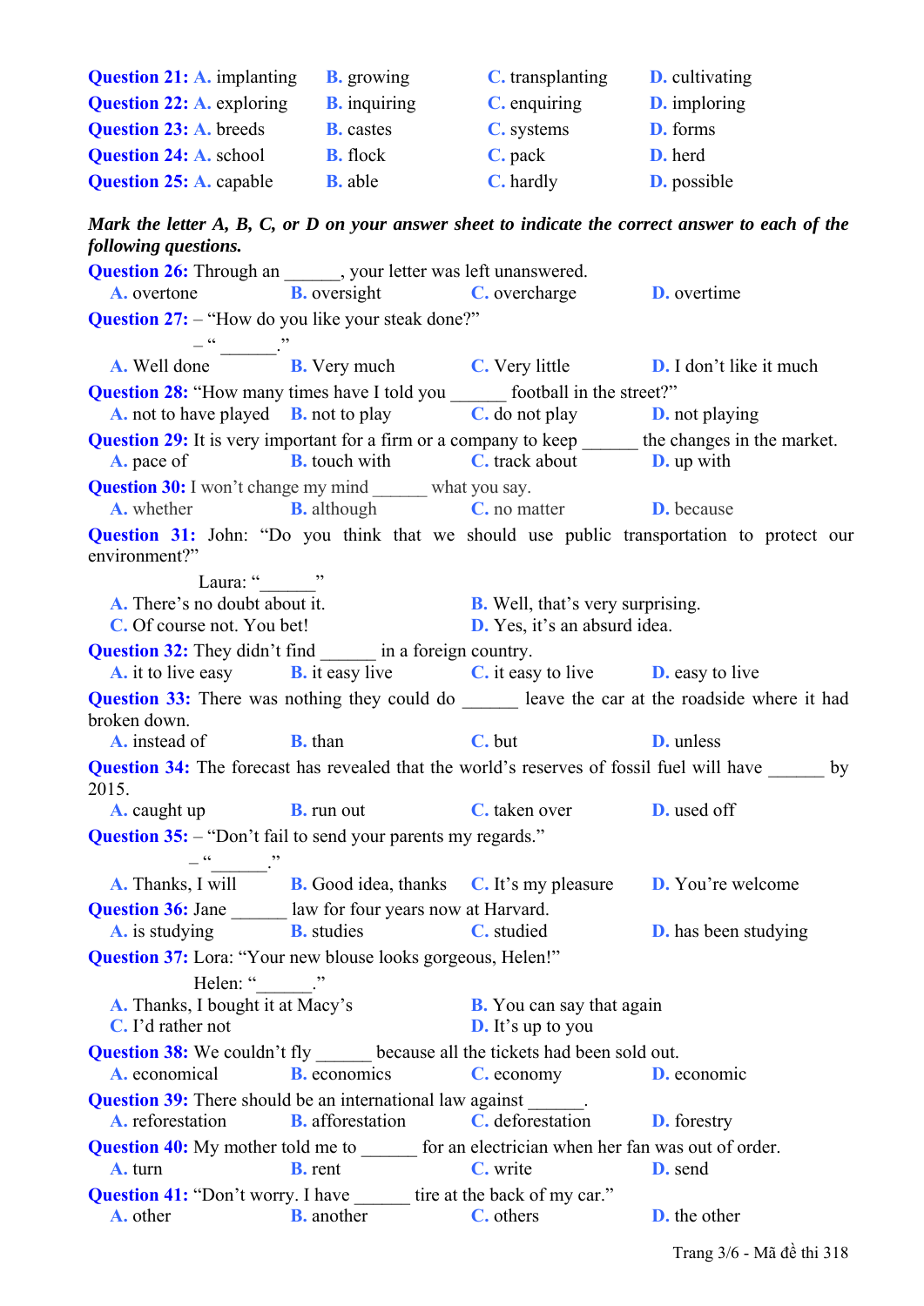**Question 21:** A. implanting B. growing C. transplanting D. cultivating

**Question 22:** A. exploring B. inquiring C. enquiring D. imploring

**Question 23:** A. breeds B. castes C. systems D. forms

**Question 24:** A. school B. flock C. pack D. herd

**Question 25:** A. capable B. able C. hardly D. possible

***Mark the letter A, B, C, or D on your answer sheet to indicate the correct answer to each of the following questions.***

**Question 26:** Through an ______, your letter was left unanswered.

A. overtone B. oversight C. overcharge D. overtime

**Question 27:** – "How do you like your steak done?"

– "______."

A. Well done B. Very much C. Very little D. I don't like it much

**Question 28:** "How many times have I told you ______ football in the street?"

A. not to have played B. not to play C. do not play D. not playing

**Question 29:** It is very important for a firm or a company to keep ______ the changes in the market.

A. pace of B. touch with C. track about D. up with

**Question 30:** I won't change my mind ______ what you say.

A. whether B. although C. no matter D. because

**Question 31:** John: "Do you think that we should use public transportation to protect our environment?"

Laura: "______"

A. There's no doubt about it. B. Well, that's very surprising.

C. Of course not. You bet! D. Yes, it's an absurd idea.

**Question 32:** They didn't find ______ in a foreign country.

A. it to live easy B. it easy live C. it easy to live D. easy to live

**Question 33:** There was nothing they could do ______ leave the car at the roadside where it had broken down.

A. instead of B. than C. but D. unless

**Question 34:** The forecast has revealed that the world's reserves of fossil fuel will have ______ by 2015.

A. caught up B. run out C. taken over D. used off

**Question 35:** – "Don't fail to send your parents my regards."

– "______."

A. Thanks, I will B. Good idea, thanks C. It's my pleasure D. You're welcome

**Question 36:** Jane ______ law for four years now at Harvard.

A. is studying B. studies C. studied D. has been studying

**Question 37:** Lora: "Your new blouse looks gorgeous, Helen!"

Helen: "______."

A. Thanks, I bought it at Macy's B. You can say that again

C. I'd rather not D. It's up to you

**Question 38:** We couldn't fly ______ because all the tickets had been sold out.

A. economical B. economics C. economy D. economic

**Question 39:** There should be an international law against ______.

A. reforestation B. afforestation C. deforestation D. forestry

**Question 40:** My mother told me to ______ for an electrician when her fan was out of order.

A. turn B. rent C. write D. send

**Question 41:** "Don't worry. I have ______ tire at the back of my car."

A. other B. another C. others D. the other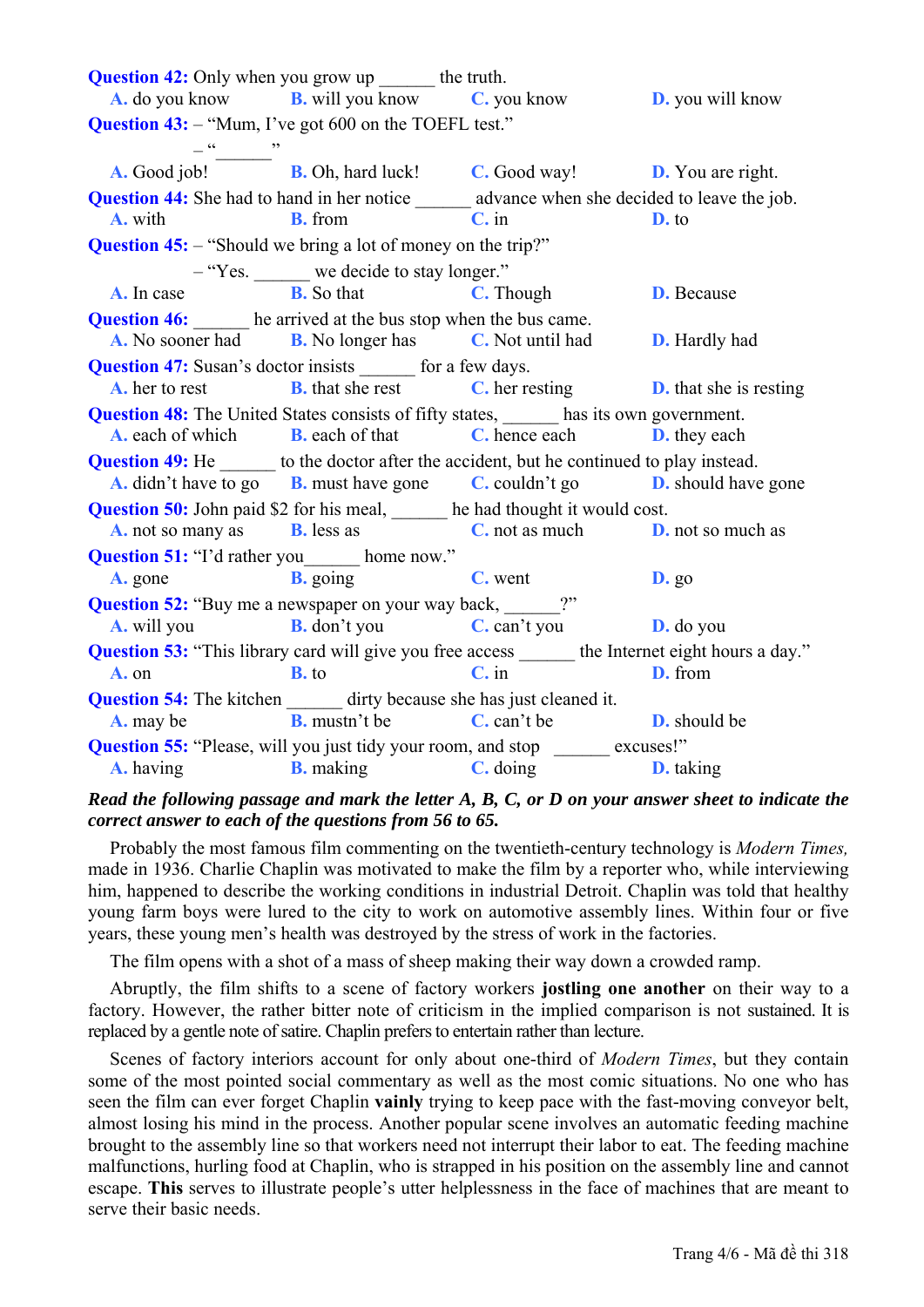**Question 42:** Only when you grow up ______ the truth.
A. do you know B. will you know C. you know D. you will know

**Question 43:** – "Mum, I've got 600 on the TOEFL test."
– "______"
A. Good job! B. Oh, hard luck! C. Good way! D. You are right.

**Question 44:** She had to hand in her notice ______ advance when she decided to leave the job.
A. with B. from C. in D. to

**Question 45:** – "Should we bring a lot of money on the trip?"
– "Yes. ______ we decide to stay longer."
A. In case B. So that C. Though D. Because

**Question 46:** ______ he arrived at the bus stop when the bus came.
A. No sooner had B. No longer has C. Not until had D. Hardly had

**Question 47:** Susan's doctor insists ______ for a few days.
A. her to rest B. that she rest C. her resting D. that she is resting

**Question 48:** The United States consists of fifty states, ______ has its own government.
A. each of which B. each of that C. hence each D. they each

**Question 49:** He ______ to the doctor after the accident, but he continued to play instead.
A. didn't have to go B. must have gone C. couldn't go D. should have gone

**Question 50:** John paid $2 for his meal, ______ he had thought it would cost.
A. not so many as B. less as C. not as much D. not so much as

**Question 51:** "I'd rather you______ home now."
A. gone B. going C. went D. go

**Question 52:** "Buy me a newspaper on your way back, ______?"
A. will you B. don't you C. can't you D. do you

**Question 53:** "This library card will give you free access ______ the Internet eight hours a day."
A. on B. to C. in D. from

**Question 54:** The kitchen ______ dirty because she has just cleaned it.
A. may be B. mustn't be C. can't be D. should be

**Question 55:** "Please, will you just tidy your room, and stop ______ excuses!"
A. having B. making C. doing D. taking

***Read the following passage and mark the letter A, B, C, or D on your answer sheet to indicate the correct answer to each of the questions from 56 to 65.***

Probably the most famous film commenting on the twentieth-century technology is *Modern Times,* made in 1936. Charlie Chaplin was motivated to make the film by a reporter who, while interviewing him, happened to describe the working conditions in industrial Detroit. Chaplin was told that healthy young farm boys were lured to the city to work on automotive assembly lines. Within four or five years, these young men's health was destroyed by the stress of work in the factories.

The film opens with a shot of a mass of sheep making their way down a crowded ramp.

Abruptly, the film shifts to a scene of factory workers **jostling one another** on their way to a factory. However, the rather bitter note of criticism in the implied comparison is not sustained. It is replaced by a gentle note of satire. Chaplin prefers to entertain rather than lecture.

Scenes of factory interiors account for only about one-third of *Modern Times*, but they contain some of the most pointed social commentary as well as the most comic situations. No one who has seen the film can ever forget Chaplin **vainly** trying to keep pace with the fast-moving conveyor belt, almost losing his mind in the process. Another popular scene involves an automatic feeding machine brought to the assembly line so that workers need not interrupt their labor to eat. The feeding machine malfunctions, hurling food at Chaplin, who is strapped in his position on the assembly line and cannot escape. **This** serves to illustrate people's utter helplessness in the face of machines that are meant to serve their basic needs.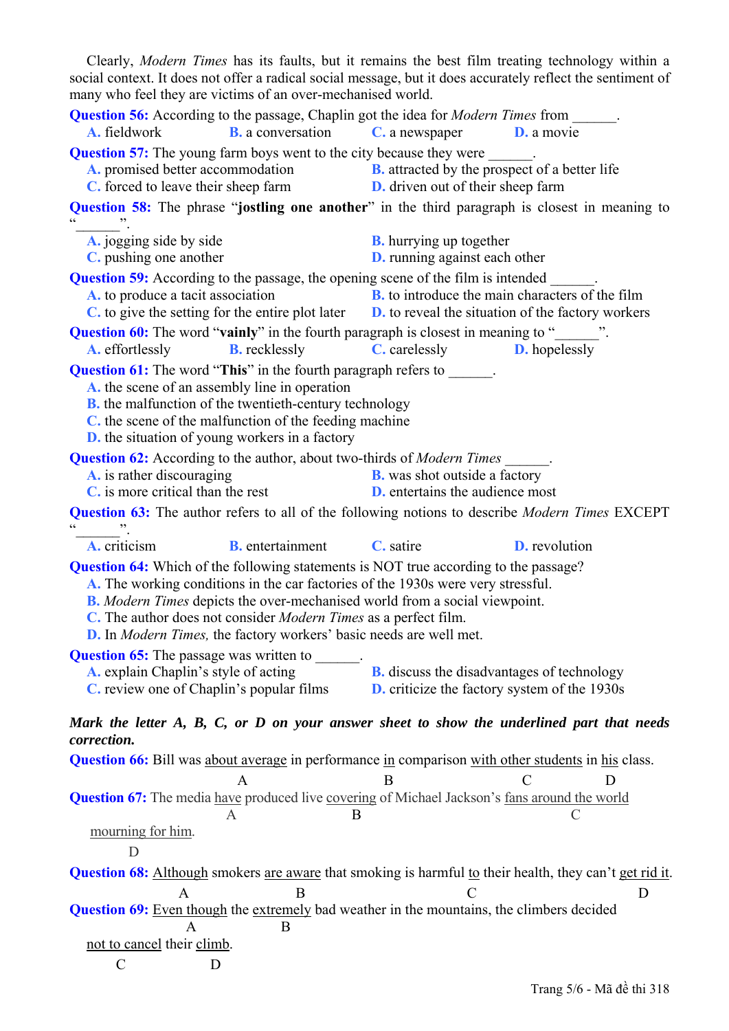Clearly, *Modern Times* has its faults, but it remains the best film treating technology within a social context. It does not offer a radical social message, but it does accurately reflect the sentiment of many who feel they are victims of an over-mechanised world.

**Question 56:** According to the passage, Chaplin got the idea for *Modern Times* from ______.

**A.** fieldwork **B.** a conversation **C.** a newspaper **D.** a movie

**Question 57:** The young farm boys went to the city because they were ______.

**A.** promised better accommodation
**B.** attracted by the prospect of a better life
**C.** forced to leave their sheep farm
**D.** driven out of their sheep farm

**Question 58:** The phrase "**jostling one another**" in the third paragraph is closest in meaning to "______".

**A.** jogging side by side
**B.** hurrying up together
**C.** pushing one another
**D.** running against each other

**Question 59:** According to the passage, the opening scene of the film is intended ______.

**A.** to produce a tacit association
**B.** to introduce the main characters of the film
**C.** to give the setting for the entire plot later
**D.** to reveal the situation of the factory workers

**Question 60:** The word "**vainly**" in the fourth paragraph is closest in meaning to "______".

**A.** effortlessly **B.** recklessly **C.** carelessly **D.** hopelessly

**Question 61:** The word "**This**" in the fourth paragraph refers to ______.

**A.** the scene of an assembly line in operation
**B.** the malfunction of the twentieth-century technology
**C.** the scene of the malfunction of the feeding machine
**D.** the situation of young workers in a factory

**Question 62:** According to the author, about two-thirds of *Modern Times* ______.

**A.** is rather discouraging
**B.** was shot outside a factory
**C.** is more critical than the rest
**D.** entertains the audience most

**Question 63:** The author refers to all of the following notions to describe *Modern Times* EXCEPT "______".

**A.** criticism **B.** entertainment **C.** satire **D.** revolution

**Question 64:** Which of the following statements is NOT true according to the passage?

**A.** The working conditions in the car factories of the 1930s were very stressful.
**B.** *Modern Times* depicts the over-mechanised world from a social viewpoint.
**C.** The author does not consider *Modern Times* as a perfect film.
**D.** In *Modern Times,* the factory workers' basic needs are well met.

**Question 65:** The passage was written to ______.

**A.** explain Chaplin's style of acting
**B.** discuss the disadvantages of technology
**C.** review one of Chaplin's popular films
**D.** criticize the factory system of the 1930s

***Mark the letter A, B, C, or D on your answer sheet to show the underlined part that needs correction.***

**Question 66:** Bill was <u>about average</u> (A) in performance <u>in</u> (B) comparison <u>with other students</u> (C) in <u>his</u> (D) class.

**Question 67:** The media <u>have</u> (A) produced live <u>covering</u> (B) of Michael Jackson's <u>fans around the world</u> (C) <u>mourning for him</u> (D).

**Question 68:** <u>Although</u> (A) smokers <u>are aware</u> (B) that smoking is harmful <u>to</u> (C) their health, they can't <u>get rid it</u> (D).

**Question 69:** <u>Even though</u> (A) the <u>extremely</u> (B) bad weather in the mountains, the climbers decided <u>not to cancel</u> (C) their <u>climb</u> (D).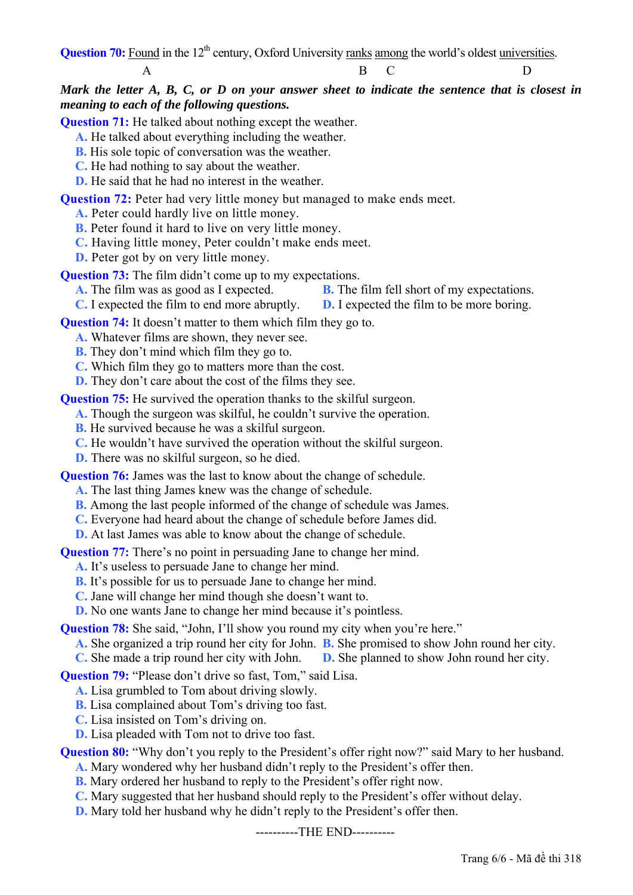**Question 70:** <u>Found</u> in the 12th century, Oxford University <u>ranks</u> <u>among</u> the world's oldest <u>universities</u>.

A B C D

***Mark the letter A, B, C, or D on your answer sheet to indicate the sentence that is closest in meaning to each of the following questions.***

**Question 71:** He talked about nothing except the weather.

**A.** He talked about everything including the weather.
**B.** His sole topic of conversation was the weather.
**C.** He had nothing to say about the weather.
**D.** He said that he had no interest in the weather.

**Question 72:** Peter had very little money but managed to make ends meet.

**A.** Peter could hardly live on little money.
**B.** Peter found it hard to live on very little money.
**C.** Having little money, Peter couldn't make ends meet.
**D.** Peter got by on very little money.

**Question 73:** The film didn't come up to my expectations.

**A.** The film was as good as I expected.
**B.** The film fell short of my expectations.
**C.** I expected the film to end more abruptly.
**D.** I expected the film to be more boring.

**Question 74:** It doesn't matter to them which film they go to.

**A.** Whatever films are shown, they never see.
**B.** They don't mind which film they go to.
**C.** Which film they go to matters more than the cost.
**D.** They don't care about the cost of the films they see.

**Question 75:** He survived the operation thanks to the skilful surgeon.

**A.** Though the surgeon was skilful, he couldn't survive the operation.
**B.** He survived because he was a skilful surgeon.
**C.** He wouldn't have survived the operation without the skilful surgeon.
**D.** There was no skilful surgeon, so he died.

**Question 76:** James was the last to know about the change of schedule.

**A.** The last thing James knew was the change of schedule.
**B.** Among the last people informed of the change of schedule was James.
**C.** Everyone had heard about the change of schedule before James did.
**D.** At last James was able to know about the change of schedule.

**Question 77:** There's no point in persuading Jane to change her mind.

**A.** It's useless to persuade Jane to change her mind.
**B.** It's possible for us to persuade Jane to change her mind.
**C.** Jane will change her mind though she doesn't want to.
**D.** No one wants Jane to change her mind because it's pointless.

**Question 78:** She said, "John, I'll show you round my city when you're here."

**A.** She organized a trip round her city for John.
**B.** She promised to show John round her city.
**C.** She made a trip round her city with John.
**D.** She planned to show John round her city.

**Question 79:** "Please don't drive so fast, Tom," said Lisa.

**A.** Lisa grumbled to Tom about driving slowly.
**B.** Lisa complained about Tom's driving too fast.
**C.** Lisa insisted on Tom's driving on.
**D.** Lisa pleaded with Tom not to drive too fast.

**Question 80:** "Why don't you reply to the President's offer right now?" said Mary to her husband.

**A.** Mary wondered why her husband didn't reply to the President's offer then.
**B.** Mary ordered her husband to reply to the President's offer right now.
**C.** Mary suggested that her husband should reply to the President's offer without delay.
**D.** Mary told her husband why he didn't reply to the President's offer then.

----------THE END----------